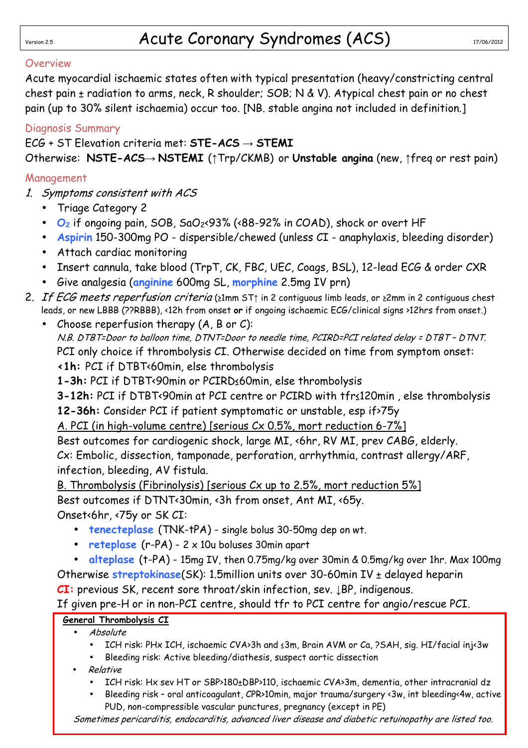Version 2.5

# Acute Coronary Syndromes (ACS)

17/06/2012

## Overview

Acute myocardial ischaemic states often with typical presentation (heavy/constricting central chest pain ± radiation to arms, neck, R shoulder; SOB; N & V). Atypical chest pain or no chest pain (up to 30% silent ischaemia) occur too. [NB. stable angina not included in definition.]

## Diagnosis Summary

ECG + ST Elevation criteria met: **STE-ACS** → **STEMI**

Otherwise: **NSTE-ACS**→ **NSTEMI** (↑Trp/CKMB) or **Unstable angina** (new, ↑freq or rest pain)

## Management

1. *Symptoms consistent with ACS*
   - Triage Category 2
   - **$O_2$** if ongoing pain, SOB, $SaO_2$<93% (<88-92% in COAD), shock or overt HF
   - **Aspirin** 150-300mg PO - dispersible/chewed (unless CI - anaphylaxis, bleeding disorder)
   - Attach cardiac monitoring
   - Insert cannula, take blood (TrpT, CK, FBC, UEC, Coags, BSL), 12-lead ECG & order CXR
   - Give analgesia (**anginine** 600mg SL, **morphine** 2.5mg IV prn)
2. *If ECG meets reperfusion criteria* (≥1mm ST↑ in 2 contiguous limb leads, or ≥2mm in 2 contiguous chest leads, or new LBBB (??RBBB), <12h from onset **or** if ongoing ischaemic ECG/clinical signs >12hrs from onset.)
   - Choose reperfusion therapy (A, B or C):

     *N.B. DTBT=Door to balloon time, DTNT=Door to needle time, PCIRD=PCI related delay = DTBT – DTNT.*

     PCI only choice if thrombolysis CI. Otherwise decided on time from symptom onset:

     **<1h:** PCI if DTBT<60min, else thrombolysis

     **1-3h:** PCI if DTBT<90min or PCIRD≤60min, else thrombolysis

     **3-12h:** PCI if DTBT<90min at PCI centre or PCIRD with tfr≤120min , else thrombolysis

     **12-36h:** Consider PCI if patient symptomatic or unstable, esp if>75y

     <u>A. PCI (in high-volume centre) [serious Cx 0.5%, mort reduction 6-7%]</u>

     Best outcomes for cardiogenic shock, large MI, <6hr, RV MI, prev CABG, elderly.

     Cx: Embolic, dissection, tamponade, perforation, arrhythmia, contrast allergy/ARF, infection, bleeding, AV fistula.

     <u>B. Thrombolysis (Fibrinolysis) [serious Cx up to 2.5%, mort reduction 5%]</u>

     Best outcomes if DTNT<30min, <3h from onset, Ant MI, <65y.

     Onset<6hr, <75y or SK CI:

     - **tenecteplase** (TNK-tPA) - single bolus 30-50mg dep on wt.
     - **reteplase** (r-PA) - 2 x 10u boluses 30min apart
     - **alteplase** (t-PA) - 15mg IV, then 0.75mg/kg over 30min & 0.5mg/kg over 1hr. Max 100mg

     Otherwise **streptokinase**(SK): 1.5million units over 30-60min IV ± delayed heparin

     **CI:** previous SK, recent sore throat/skin infection, sev. ↓BP, indigenous.

     If given pre-H or in non-PCI centre, should tfr to PCI centre for angio/rescue PCI.

     **<u>General Thrombolysis CI</u>**

     - *Absolute*
       - ICH risk: PHx ICH, ischaemic CVA>3h and ≤3m, Brain AVM or Ca, ?SAH, sig. HI/facial inj<3w
       - Bleeding risk: Active bleeding/diathesis, suspect aortic dissection
     - *Relative*
       - ICH risk: Hx sev HT or SBP>180±DBP>110, ischaemic CVA>3m, dementia, other intracranial dz
       - Bleeding risk – oral anticoagulant, CPR>10min, major trauma/surgery <3w, int bleeding<4w, active PUD, non-compressible vascular punctures, pregnancy (except in PE)

     *Sometimes pericarditis, endocarditis, advanced liver disease and diabetic retuinopathy are listed too.*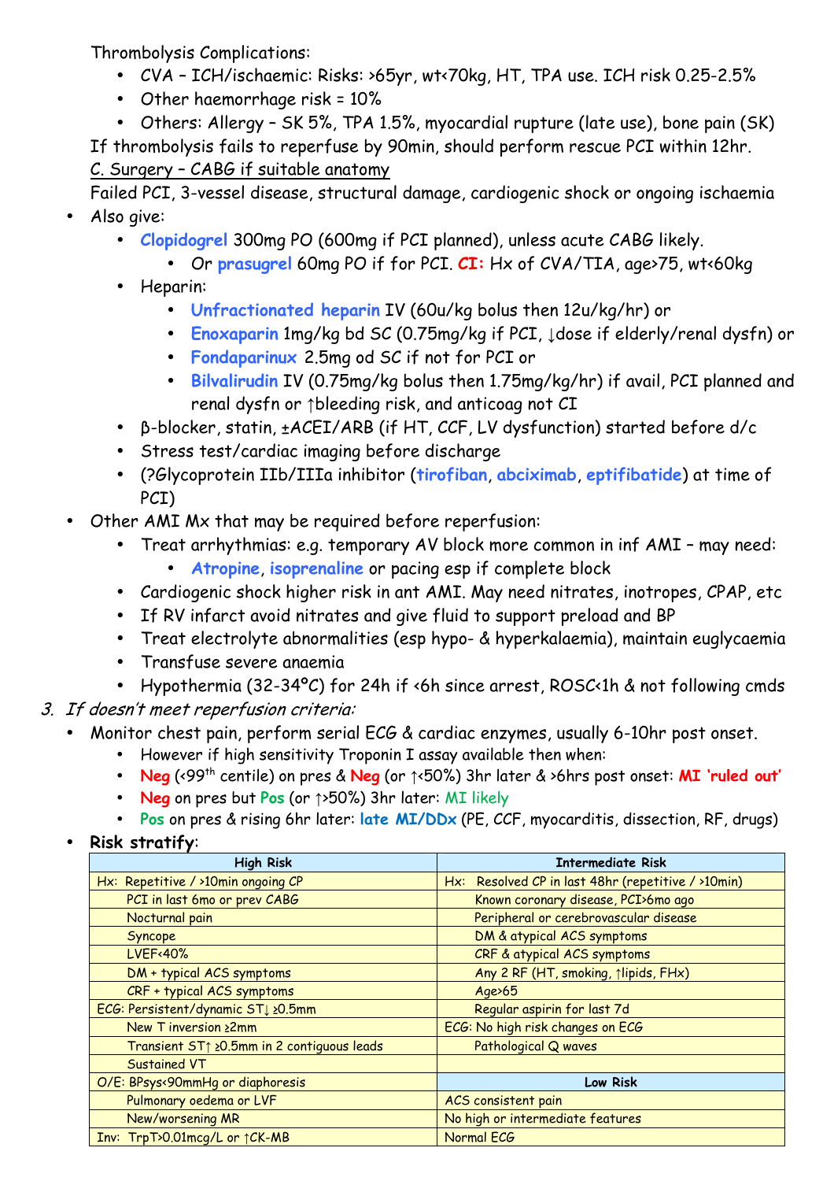Thrombolysis Complications:

- CVA – ICH/ischaemic: Risks: >65yr, wt<70kg, HT, TPA use. ICH risk 0.25-2.5%
- Other haemorrhage risk = 10%
- Others: Allergy – SK 5%, TPA 1.5%, myocardial rupture (late use), bone pain (SK)

If thrombolysis fails to reperfuse by 90min, should perform rescue PCI within 12hr.

C. Surgery – CABG if suitable anatomy

Failed PCI, 3-vessel disease, structural damage, cardiogenic shock or ongoing ischaemia

- Also give:
  - **Clopidogrel** 300mg PO (600mg if PCI planned), unless acute CABG likely.
    - Or **prasugrel** 60mg PO if for PCI. **CI:** Hx of CVA/TIA, age>75, wt<60kg
  - Heparin:
    - **Unfractionated heparin** IV (60u/kg bolus then 12u/kg/hr) or
    - **Enoxaparin** 1mg/kg bd SC (0.75mg/kg if PCI, ↓dose if elderly/renal dysfn) or
    - **Fondaparinux** 2.5mg od SC if not for PCI or
    - **Bilvalirudin** IV (0.75mg/kg bolus then 1.75mg/kg/hr) if avail, PCI planned and renal dysfn or ↑bleeding risk, and anticoag not CI
  - β-blocker, statin, ±ACEI/ARB (if HT, CCF, LV dysfunction) started before d/c
  - Stress test/cardiac imaging before discharge
  - (?Glycoprotein IIb/IIIa inhibitor (**tirofiban**, **abciximab**, **eptifibatide**) at time of PCI)
- Other AMI Mx that may be required before reperfusion:
  - Treat arrhythmias: e.g. temporary AV block more common in inf AMI – may need:
    - **Atropine**, **isoprenaline** or pacing esp if complete block
  - Cardiogenic shock higher risk in ant AMI. May need nitrates, inotropes, CPAP, etc
  - If RV infarct avoid nitrates and give fluid to support preload and BP
  - Treat electrolyte abnormalities (esp hypo- & hyperkalaemia), maintain euglycaemia
  - Transfuse severe anaemia
  - Hypothermia (32-34°C) for 24h if <6h since arrest, ROSC<1h & not following cmds

3. *If doesn't meet reperfusion criteria:*

- Monitor chest pain, perform serial ECG & cardiac enzymes, usually 6-10hr post onset.
  - However if high sensitivity Troponin I assay available then when:
  - **Neg** (<99th centile) on pres & **Neg** (or ↑<50%) 3hr later & >6hrs post onset: **MI 'ruled out'**
  - **Neg** on pres but **Pos** (or ↑>50%) 3hr later: **MI likely**
  - **Pos** on pres & rising 6hr later: **late MI/DDx** (PE, CCF, myocarditis, dissection, RF, drugs)
- **Risk stratify**:

| High Risk | Intermediate Risk |
|---|---|
| Hx: Repetitive / >10min ongoing CP | Hx: Resolved CP in last 48hr (repetitive / >10min) |
| PCI in last 6mo or prev CABG | Known coronary disease, PCI>6mo ago |
| Nocturnal pain | Peripheral or cerebrovascular disease |
| Syncope | DM & atypical ACS symptoms |
| LVEF<40% | CRF & atypical ACS symptoms |
| DM + typical ACS symptoms | Any 2 RF (HT, smoking, ↑lipids, FHx) |
| CRF + typical ACS symptoms | Age>65 |
| ECG: Persistent/dynamic ST↓ ≥0.5mm | Regular aspirin for last 7d |
| New T inversion ≥2mm | ECG: No high risk changes on ECG |
| Transient ST↑ ≥0.5mm in 2 contiguous leads | Pathological Q waves |
| Sustained VT | |
| O/E: BPsys<90mmHg or diaphoresis | **Low Risk** |
| Pulmonary oedema or LVF | ACS consistent pain |
| New/worsening MR | No high or intermediate features |
| Inv: TrpT>0.01mcg/L or ↑CK-MB | Normal ECG |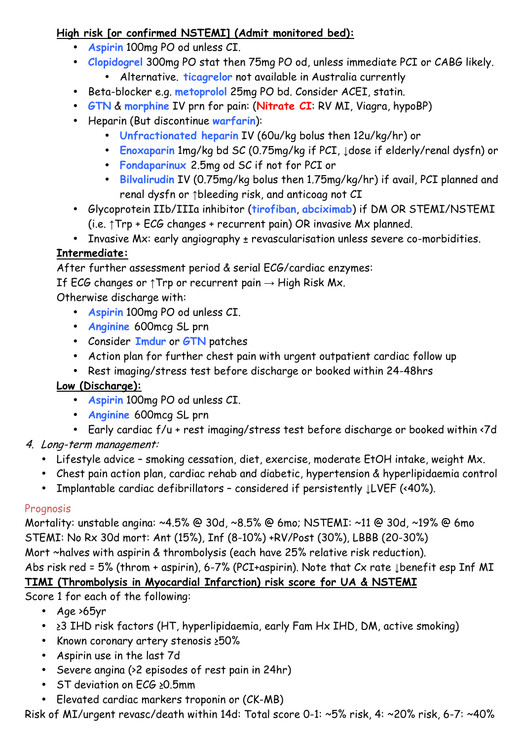**High risk [or confirmed NSTEMI] (Admit monitored bed):**

- Aspirin 100mg PO od unless CI.
- Clopidogrel 300mg PO stat then 75mg PO od, unless immediate PCI or CABG likely.
  - Alternative. ticagrelor not available in Australia currently
- Beta-blocker e.g. metoprolol 25mg PO bd. Consider ACEI, statin.
- GTN & morphine IV prn for pain: (Nitrate CI: RV MI, Viagra, hypoBP)
- Heparin (But discontinue warfarin):
  - Unfractionated heparin IV (60u/kg bolus then 12u/kg/hr) or
  - Enoxaparin 1mg/kg bd SC (0.75mg/kg if PCI, ↓dose if elderly/renal dysfn) or
  - Fondaparinux 2.5mg od SC if not for PCI or
  - Bilvalirudin IV (0.75mg/kg bolus then 1.75mg/kg/hr) if avail, PCI planned and renal dysfn or ↑bleeding risk, and anticoag not CI
- Glycoprotein IIb/IIIa inhibitor (tirofiban, abciximab) if DM OR STEMI/NSTEMI (i.e. ↑Trp + ECG changes + recurrent pain) OR invasive Mx planned.
- Invasive Mx: early angiography ± revascularisation unless severe co-morbidities.

**Intermediate:**

After further assessment period & serial ECG/cardiac enzymes:
If ECG changes or ↑Trp or recurrent pain → High Risk Mx.
Otherwise discharge with:

- Aspirin 100mg PO od unless CI.
- Anginine 600mcg SL prn
- Consider Imdur or GTN patches
- Action plan for further chest pain with urgent outpatient cardiac follow up
- Rest imaging/stress test before discharge or booked within 24-48hrs

**Low (Discharge):**

- Aspirin 100mg PO od unless CI.
- Anginine 600mcg SL prn
- Early cardiac f/u + rest imaging/stress test before discharge or booked within <7d

4. *Long-term management:*
   - Lifestyle advice – smoking cessation, diet, exercise, moderate EtOH intake, weight Mx.
   - Chest pain action plan, cardiac rehab and diabetic, hypertension & hyperlipidaemia control
   - Implantable cardiac defibrillators – considered if persistently ↓LVEF (<40%).

## Prognosis

Mortality: unstable angina: ~4.5% @ 30d, ~8.5% @ 6mo; NSTEMI: ~11 @ 30d, ~19% @ 6mo
STEMI: No Rx 30d mort: Ant (15%), Inf (8-10%) +RV/Post (30%), LBBB (20-30%)
Mort ~halves with aspirin & thrombolysis (each have 25% relative risk reduction).
Abs risk red = 5% (throm + aspirin), 6-7% (PCI+aspirin). Note that Cx rate ↓benefit esp Inf MI

**TIMI (Thrombolysis in Myocardial Infarction) risk score for UA & NSTEMI**

Score 1 for each of the following:

- Age >65yr
- ≥3 IHD risk factors (HT, hyperlipidaemia, early Fam Hx IHD, DM, active smoking)
- Known coronary artery stenosis ≥50%
- Aspirin use in the last 7d
- Severe angina (>2 episodes of rest pain in 24hr)
- ST deviation on ECG ≥0.5mm
- Elevated cardiac markers troponin or (CK-MB)

Risk of MI/urgent revasc/death within 14d: Total score 0-1: ~5% risk, 4: ~20% risk, 6-7: ~40%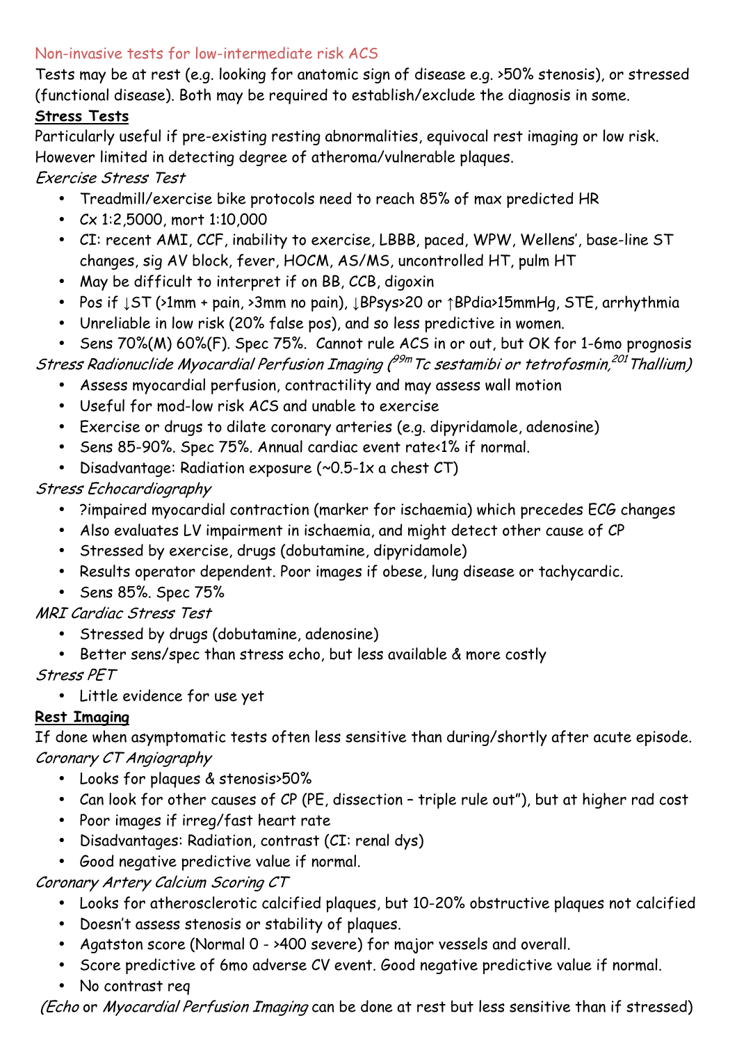## Non-invasive tests for low-intermediate risk ACS

Tests may be at rest (e.g. looking for anatomic sign of disease e.g. >50% stenosis), or stressed (functional disease). Both may be required to establish/exclude the diagnosis in some.

**Stress Tests**

Particularly useful if pre-existing resting abnormalities, equivocal rest imaging or low risk. However limited in detecting degree of atheroma/vulnerable plaques.

*Exercise Stress Test*

- Treadmill/exercise bike protocols need to reach 85% of max predicted HR
- Cx 1:2,5000, mort 1:10,000
- CI: recent AMI, CCF, inability to exercise, LBBB, paced, WPW, Wellens', base-line ST changes, sig AV block, fever, HOCM, AS/MS, uncontrolled HT, pulm HT
- May be difficult to interpret if on BB, CCB, digoxin
- Pos if ↓ST (>1mm + pain, >3mm no pain), ↓BPsys>20 or ↑BPdia>15mmHg, STE, arrhythmia
- Unreliable in low risk (20% false pos), and so less predictive in women.
- Sens 70%(M) 60%(F). Spec 75%. Cannot rule ACS in or out, but OK for 1-6mo prognosis

*Stress Radionuclide Myocardial Perfusion Imaging ($^{99m}$Tc sestamibi or tetrofosmin, $^{201}$Thallium)*

- Assess myocardial perfusion, contractility and may assess wall motion
- Useful for mod-low risk ACS and unable to exercise
- Exercise or drugs to dilate coronary arteries (e.g. dipyridamole, adenosine)
- Sens 85-90%. Spec 75%. Annual cardiac event rate<1% if normal.
- Disadvantage: Radiation exposure (~0.5-1x a chest CT)

*Stress Echocardiography*

- ?impaired myocardial contraction (marker for ischaemia) which precedes ECG changes
- Also evaluates LV impairment in ischaemia, and might detect other cause of CP
- Stressed by exercise, drugs (dobutamine, dipyridamole)
- Results operator dependent. Poor images if obese, lung disease or tachycardic.
- Sens 85%. Spec 75%

*MRI Cardiac Stress Test*

- Stressed by drugs (dobutamine, adenosine)
- Better sens/spec than stress echo, but less available & more costly

*Stress PET*

- Little evidence for use yet

**Rest Imaging**

If done when asymptomatic tests often less sensitive than during/shortly after acute episode.

*Coronary CT Angiography*

- Looks for plaques & stenosis>50%
- Can look for other causes of CP (PE, dissection – triple rule out"), but at higher rad cost
- Poor images if irreg/fast heart rate
- Disadvantages: Radiation, contrast (CI: renal dys)
- Good negative predictive value if normal.

*Coronary Artery Calcium Scoring CT*

- Looks for atherosclerotic calcified plaques, but 10-20% obstructive plaques not calcified
- Doesn't assess stenosis or stability of plaques.
- Agatston score (Normal 0 - >400 severe) for major vessels and overall.
- Score predictive of 6mo adverse CV event. Good negative predictive value if normal.
- No contrast req

(*Echo* or *Myocardial Perfusion Imaging* can be done at rest but less sensitive than if stressed)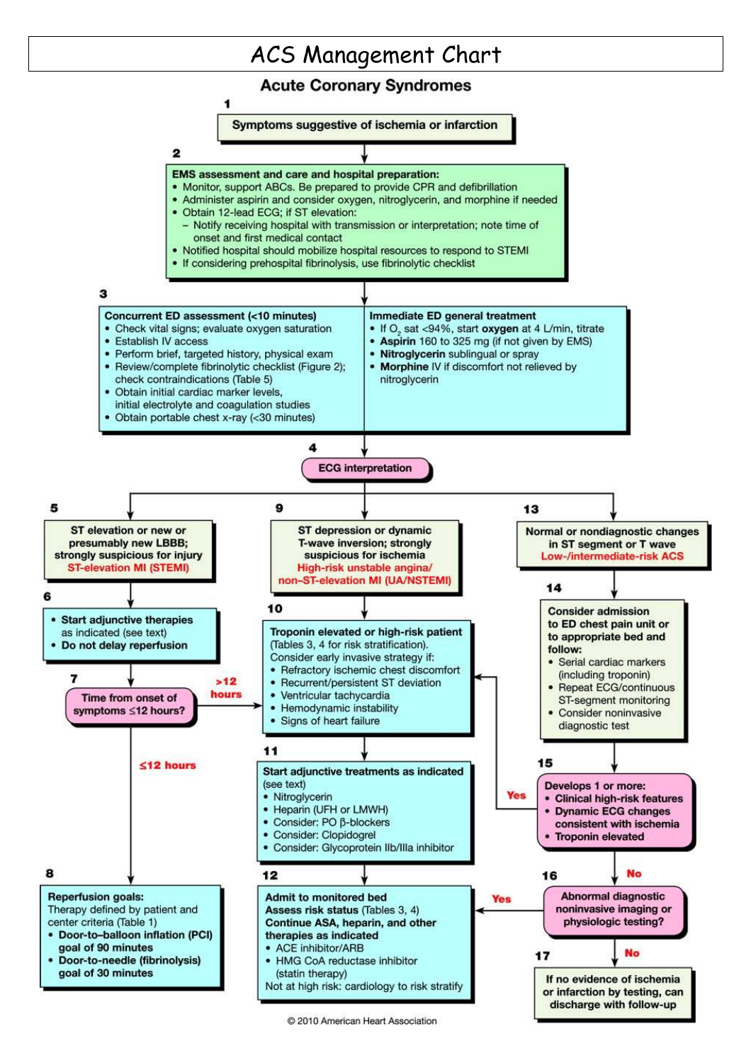# ACS Management Chart

## Acute Coronary Syndromes

**1**

**Symptoms suggestive of ischemia or infarction**

**2**

**EMS assessment and care and hospital preparation:**

- Monitor, support ABCs. Be prepared to provide CPR and defibrillation
- Administer aspirin and consider oxygen, nitroglycerin, and morphine if needed
- Obtain 12-lead ECG; if ST elevation:
  - Notify receiving hospital with transmission or interpretation; note time of onset and first medical contact
- Notified hospital should mobilize hospital resources to respond to STEMI
- If considering prehospital fibrinolysis, use fibrinolytic checklist

**3**

**Concurrent ED assessment (<10 minutes)**

- Check vital signs; evaluate oxygen saturation
- Establish IV access
- Perform brief, targeted history, physical exam
- Review/complete fibrinolytic checklist (Figure 2); check contraindications (Table 5)
- Obtain initial cardiac marker levels, initial electrolyte and coagulation studies
- Obtain portable chest x-ray (<30 minutes)

**Immediate ED general treatment**

- If $O_2$ sat <94%, start **oxygen** at 4 L/min, titrate
- **Aspirin** 160 to 325 mg (if not given by EMS)
- **Nitroglycerin** sublingual or spray
- **Morphine** IV if discomfort not relieved by nitroglycerin

**4**

**ECG interpretation**

**5**

**ST elevation or new or presumably new LBBB; strongly suspicious for injury**
**ST-elevation MI (STEMI)**

**6**

- **Start adjunctive therapies** as indicated (see text)
- **Do not delay reperfusion**

**7**

**Time from onset of symptoms ≤12 hours?**

>12 hours → 10

≤12 hours → 8

**8**

**Reperfusion goals:**
Therapy defined by patient and center criteria (Table 1)

- **Door-to-balloon inflation (PCI) goal of 90 minutes**
- **Door-to-needle (fibrinolysis) goal of 30 minutes**

**9**

**ST depression or dynamic T-wave inversion; strongly suspicious for ischemia**
**High-risk unstable angina/ non–ST-elevation MI (UA/NSTEMI)**

**10**

**Troponin elevated or high-risk patient**
(Tables 3, 4 for risk stratification).
Consider early invasive strategy if:

- Refractory ischemic chest discomfort
- Recurrent/persistent ST deviation
- Ventricular tachycardia
- Hemodynamic instability
- Signs of heart failure

**11**

**Start adjunctive treatments as indicated**
(see text)

- Nitroglycerin
- Heparin (UFH or LMWH)
- Consider: PO β-blockers
- Consider: Clopidogrel
- Consider: Glycoprotein IIb/IIIa inhibitor

**12**

**Admit to monitored bed**
**Assess risk status** (Tables 3, 4)
**Continue ASA, heparin, and other therapies as indicated**

- ACE inhibitor/ARB
- HMG CoA reductase inhibitor (statin therapy)

Not at high risk: cardiology to risk stratify

**13**

**Normal or nondiagnostic changes in ST segment or T wave**
**Low-/intermediate-risk ACS**

**14**

**Consider admission to ED chest pain unit or to appropriate bed and follow:**

- Serial cardiac markers (including troponin)
- Repeat ECG/continuous ST-segment monitoring
- Consider noninvasive diagnostic test

**15**

**Develops 1 or more:**

- **Clinical high-risk features**
- **Dynamic ECG changes consistent with ischemia**
- **Troponin elevated**

Yes → 10

No → 16

**16**

**Abnormal diagnostic noninvasive imaging or physiologic testing?**

Yes → 12

No → 17

**17**

**If no evidence of ischemia or infarction by testing, can discharge with follow-up**

© 2010 American Heart Association